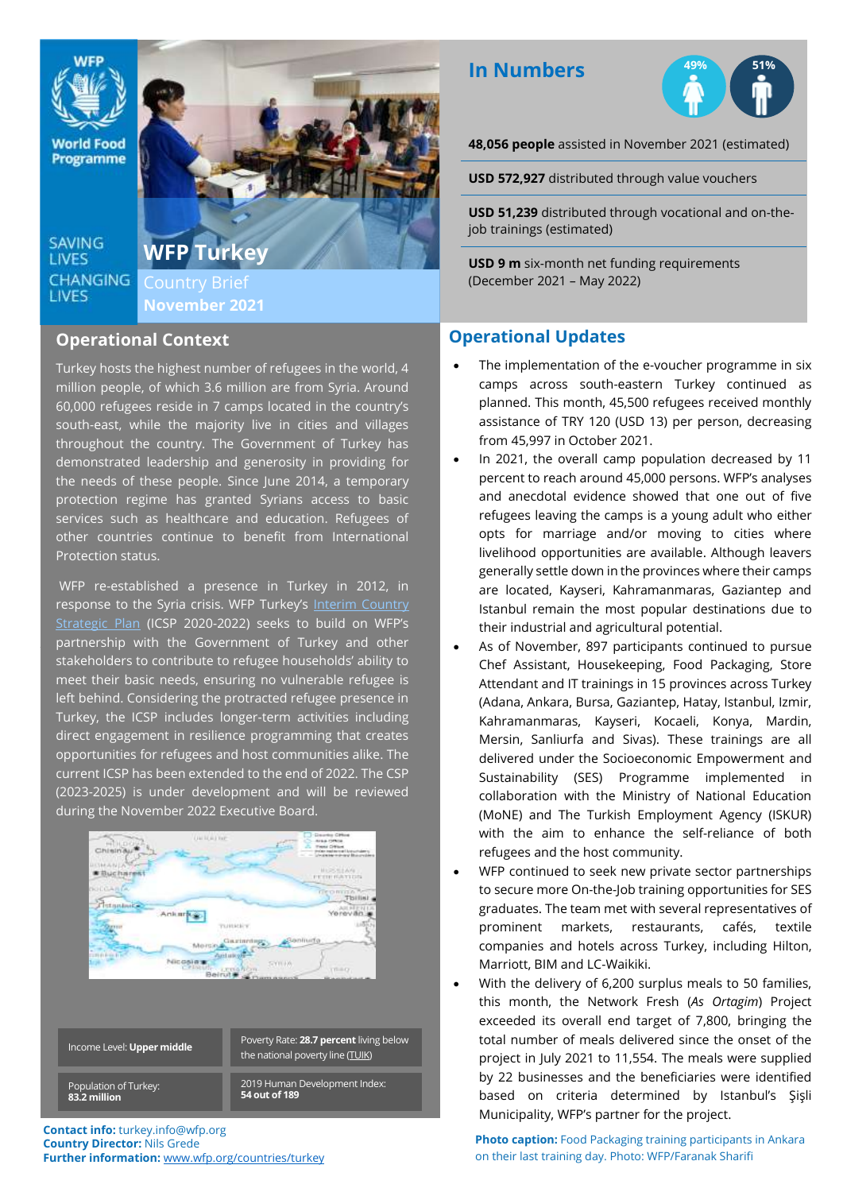World Food Programme

SAVING LIVES CHANGING LIVES

# WFP Turkey

Country Brief

November 2021

## Operational Context

Turkey hosts the highest number of refugees in the world, 4 million people, of which 3.6 million are from Syria. Around 60,000 refugees reside in 7 camps located in the country's south-east, while the majority live in cities and villages throughout the country. The Government of Turkey has demonstrated leadership and generosity in providing for the needs of these people. Since June 2014, a temporary protection regime has granted Syrians access to basic services such as healthcare and education. Refugees of other countries continue to benefit from International Protection status.

WFP re-established a presence in Turkey in 2012, in response to the Syria crisis. WFP Turkey's Interim Country Strategic Plan (ICSP 2020-2022) seeks to build on WFP's partnership with the Government of Turkey and other stakeholders to contribute to refugee households' ability to meet their basic needs, ensuring no vulnerable refugee is left behind. Considering the protracted refugee presence in Turkey, the ICSP includes longer-term activities including direct engagement in resilience programming that creates opportunities for refugees and host communities alike. The current ICSP has been extended to the end of 2022. The CSP (2023-2025) is under development and will be reviewed during the November 2022 Executive Board.

| | |
|---|---|
| Income Level: **Upper middle** | Poverty Rate: **28.7 percent** living below the national poverty line (TUIK) |
| Population of Turkey: **83.2 million** | 2019 Human Development Index: **54 out of 189** |

**Contact info:** turkey.info@wfp.org
**Country Director:** Nils Grede
**Further information:** www.wfp.org/countries/turkey

## In Numbers

49% 51%

**48,056 people** assisted in November 2021 (estimated)

**USD 572,927** distributed through value vouchers

**USD 51,239** distributed through vocational and on-the-job trainings (estimated)

**USD 9 m** six-month net funding requirements (December 2021 – May 2022)

## Operational Updates

- The implementation of the e-voucher programme in six camps across south-eastern Turkey continued as planned. This month, 45,500 refugees received monthly assistance of TRY 120 (USD 13) per person, decreasing from 45,997 in October 2021.
- In 2021, the overall camp population decreased by 11 percent to reach around 45,000 persons. WFP's analyses and anecdotal evidence showed that one out of five refugees leaving the camps is a young adult who either opts for marriage and/or moving to cities where livelihood opportunities are available. Although leavers generally settle down in the provinces where their camps are located, Kayseri, Kahramanmaras, Gaziantep and Istanbul remain the most popular destinations due to their industrial and agricultural potential.
- As of November, 897 participants continued to pursue Chef Assistant, Housekeeping, Food Packaging, Store Attendant and IT trainings in 15 provinces across Turkey (Adana, Ankara, Bursa, Gaziantep, Hatay, Istanbul, Izmir, Kahramanmaras, Kayseri, Kocaeli, Konya, Mardin, Mersin, Sanliurfa and Sivas). These trainings are all delivered under the Socioeconomic Empowerment and Sustainability (SES) Programme implemented in collaboration with the Ministry of National Education (MoNE) and The Turkish Employment Agency (ISKUR) with the aim to enhance the self-reliance of both refugees and the host community.
- WFP continued to seek new private sector partnerships to secure more On-the-Job training opportunities for SES graduates. The team met with several representatives of prominent markets, restaurants, cafés, textile companies and hotels across Turkey, including Hilton, Marriott, BIM and LC-Waikiki.
- With the delivery of 6,200 surplus meals to 50 families, this month, the Network Fresh (*As Ortagim*) Project exceeded its overall end target of 7,800, bringing the total number of meals delivered since the onset of the project in July 2021 to 11,554. The meals were supplied by 22 businesses and the beneficiaries were identified based on criteria determined by Istanbul's Şişli Municipality, WFP's partner for the project.

**Photo caption:** Food Packaging training participants in Ankara on their last training day. Photo: WFP/Faranak Sharifi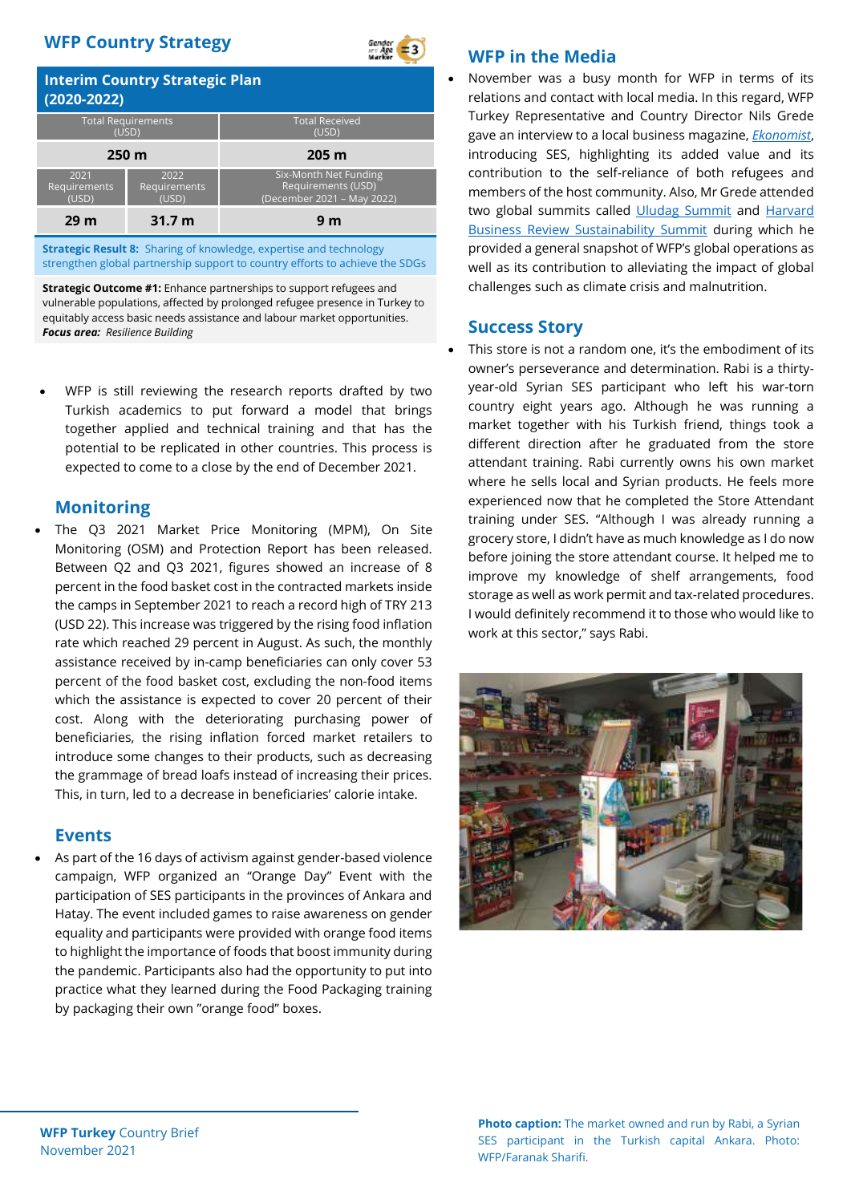## WFP Country Strategy

### Interim Country Strategic Plan (2020-2022)

| Total Requirements (USD) | | Total Received (USD) |
|---|---|---|
| 250 m | | 205 m |
| 2021 Requirements (USD) | 2022 Requirements (USD) | Six-Month Net Funding Requirements (USD) (December 2021 – May 2022) |
| 29 m | 31.7 m | 9 m |

**Strategic Result 8:** Sharing of knowledge, expertise and technology strengthen global partnership support to country efforts to achieve the SDGs

**Strategic Outcome #1:** Enhance partnerships to support refugees and vulnerable populations, affected by prolonged refugee presence in Turkey to equitably access basic needs assistance and labour market opportunities.
***Focus area:*** *Resilience Building*

- WFP is still reviewing the research reports drafted by two Turkish academics to put forward a model that brings together applied and technical training and that has the potential to be replicated in other countries. This process is expected to come to a close by the end of December 2021.

## Monitoring

- The Q3 2021 Market Price Monitoring (MPM), On Site Monitoring (OSM) and Protection Report has been released. Between Q2 and Q3 2021, figures showed an increase of 8 percent in the food basket cost in the contracted markets inside the camps in September 2021 to reach a record high of TRY 213 (USD 22). This increase was triggered by the rising food inflation rate which reached 29 percent in August. As such, the monthly assistance received by in-camp beneficiaries can only cover 53 percent of the food basket cost, excluding the non-food items which the assistance is expected to cover 20 percent of their cost. Along with the deteriorating purchasing power of beneficiaries, the rising inflation forced market retailers to introduce some changes to their products, such as decreasing the grammage of bread loafs instead of increasing their prices. This, in turn, led to a decrease in beneficiaries' calorie intake.

## Events

- As part of the 16 days of activism against gender-based violence campaign, WFP organized an "Orange Day" Event with the participation of SES participants in the provinces of Ankara and Hatay. The event included games to raise awareness on gender equality and participants were provided with orange food items to highlight the importance of foods that boost immunity during the pandemic. Participants also had the opportunity to put into practice what they learned during the Food Packaging training by packaging their own "orange food" boxes.

## WFP in the Media

- November was a busy month for WFP in terms of its relations and contact with local media. In this regard, WFP Turkey Representative and Country Director Nils Grede gave an interview to a local business magazine, *Ekonomist*, introducing SES, highlighting its added value and its contribution to the self-reliance of both refugees and members of the host community. Also, Mr Grede attended two global summits called Uludag Summit and Harvard Business Review Sustainability Summit during which he provided a general snapshot of WFP's global operations as well as its contribution to alleviating the impact of global challenges such as climate crisis and malnutrition.

## Success Story

- This store is not a random one, it's the embodiment of its owner's perseverance and determination. Rabi is a thirty-year-old Syrian SES participant who left his war-torn country eight years ago. Although he was running a market together with his Turkish friend, things took a different direction after he graduated from the store attendant training. Rabi currently owns his own market where he sells local and Syrian products. He feels more experienced now that he completed the Store Attendant training under SES. "Although I was already running a grocery store, I didn't have as much knowledge as I do now before joining the store attendant course. It helped me to improve my knowledge of shelf arrangements, food storage as well as work permit and tax-related procedures. I would definitely recommend it to those who would like to work at this sector," says Rabi.

**Photo caption:** The market owned and run by Rabi, a Syrian SES participant in the Turkish capital Ankara. Photo: WFP/Faranak Sharifi.